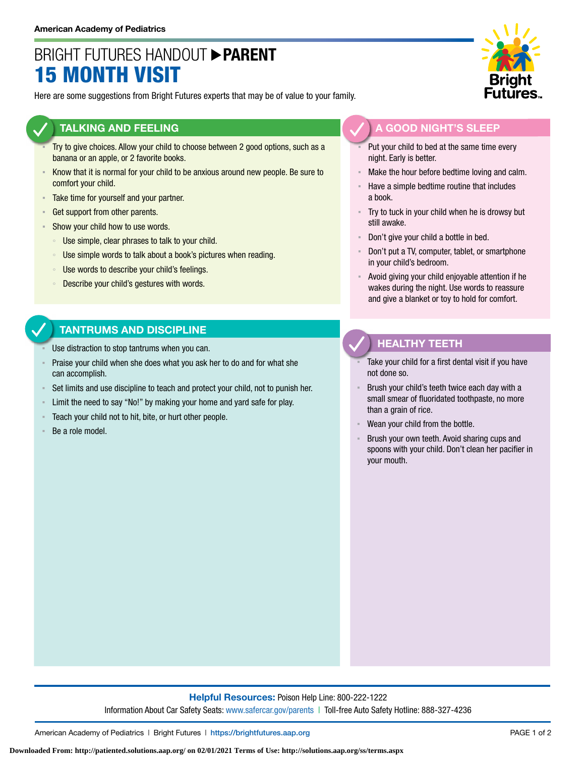American Academy of Pediatrics

# BRIGHT FUTURES HANDOUT ▶ PARENT
# 15 MONTH VISIT

Here are some suggestions from Bright Futures experts that may be of value to your family.

## TALKING AND FEELING

- Try to give choices. Allow your child to choose between 2 good options, such as a banana or an apple, or 2 favorite books.
- Know that it is normal for your child to be anxious around new people. Be sure to comfort your child.
- Take time for yourself and your partner.
- Get support from other parents.
- Show your child how to use words.
  - Use simple, clear phrases to talk to your child.
  - Use simple words to talk about a book's pictures when reading.
  - Use words to describe your child's feelings.
  - Describe your child's gestures with words.

## TANTRUMS AND DISCIPLINE

- Use distraction to stop tantrums when you can.
- Praise your child when she does what you ask her to do and for what she can accomplish.
- Set limits and use discipline to teach and protect your child, not to punish her.
- Limit the need to say "No!" by making your home and yard safe for play.
- Teach your child not to hit, bite, or hurt other people.
- Be a role model.

## A GOOD NIGHT'S SLEEP

- Put your child to bed at the same time every night. Early is better.
- Make the hour before bedtime loving and calm.
- Have a simple bedtime routine that includes a book.
- Try to tuck in your child when he is drowsy but still awake.
- Don't give your child a bottle in bed.
- Don't put a TV, computer, tablet, or smartphone in your child's bedroom.
- Avoid giving your child enjoyable attention if he wakes during the night. Use words to reassure and give a blanket or toy to hold for comfort.

## HEALTHY TEETH

- Take your child for a first dental visit if you have not done so.
- Brush your child's teeth twice each day with a small smear of fluoridated toothpaste, no more than a grain of rice.
- Wean your child from the bottle.
- Brush your own teeth. Avoid sharing cups and spoons with your child. Don't clean her pacifier in your mouth.

**Helpful Resources:** Poison Help Line: 800-222-1222
Information About Car Safety Seats: www.safercar.gov/parents | Toll-free Auto Safety Hotline: 888-327-4236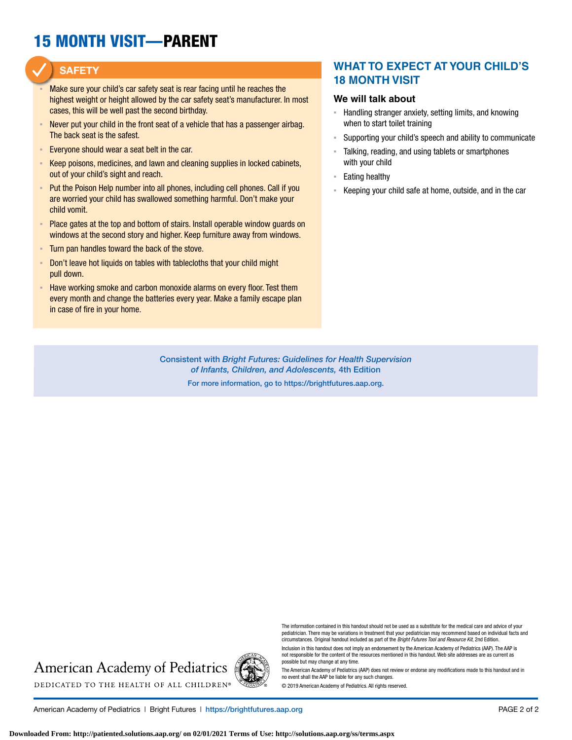# 15 MONTH VISIT—PARENT

## SAFETY

- Make sure your child's car safety seat is rear facing until he reaches the highest weight or height allowed by the car safety seat's manufacturer. In most cases, this will be well past the second birthday.
- Never put your child in the front seat of a vehicle that has a passenger airbag. The back seat is the safest.
- Everyone should wear a seat belt in the car.
- Keep poisons, medicines, and lawn and cleaning supplies in locked cabinets, out of your child's sight and reach.
- Put the Poison Help number into all phones, including cell phones. Call if you are worried your child has swallowed something harmful. Don't make your child vomit.
- Place gates at the top and bottom of stairs. Install operable window guards on windows at the second story and higher. Keep furniture away from windows.
- Turn pan handles toward the back of the stove.
- Don't leave hot liquids on tables with tablecloths that your child might pull down.
- Have working smoke and carbon monoxide alarms on every floor. Test them every month and change the batteries every year. Make a family escape plan in case of fire in your home.

## WHAT TO EXPECT AT YOUR CHILD'S 18 MONTH VISIT

### We will talk about

- Handling stranger anxiety, setting limits, and knowing when to start toilet training
- Supporting your child's speech and ability to communicate
- Talking, reading, and using tablets or smartphones with your child
- Eating healthy
- Keeping your child safe at home, outside, and in the car

Consistent with *Bright Futures: Guidelines for Health Supervision of Infants, Children, and Adolescents,* 4th Edition

For more information, go to https://brightfutures.aap.org.

American Academy of Pediatrics

DEDICATED TO THE HEALTH OF ALL CHILDREN®

The information contained in this handout should not be used as a substitute for the medical care and advice of your pediatrician. There may be variations in treatment that your pediatrician may recommend based on individual facts and circumstances. Original handout included as part of the *Bright Futures Tool and Resource Kit*, 2nd Edition.

Inclusion in this handout does not imply an endorsement by the American Academy of Pediatrics (AAP). The AAP is not responsible for the content of the resources mentioned in this handout. Web site addresses are as current as possible but may change at any time.

The American Academy of Pediatrics (AAP) does not review or endorse any modifications made to this handout and in no event shall the AAP be liable for any such changes.

© 2019 American Academy of Pediatrics. All rights reserved.